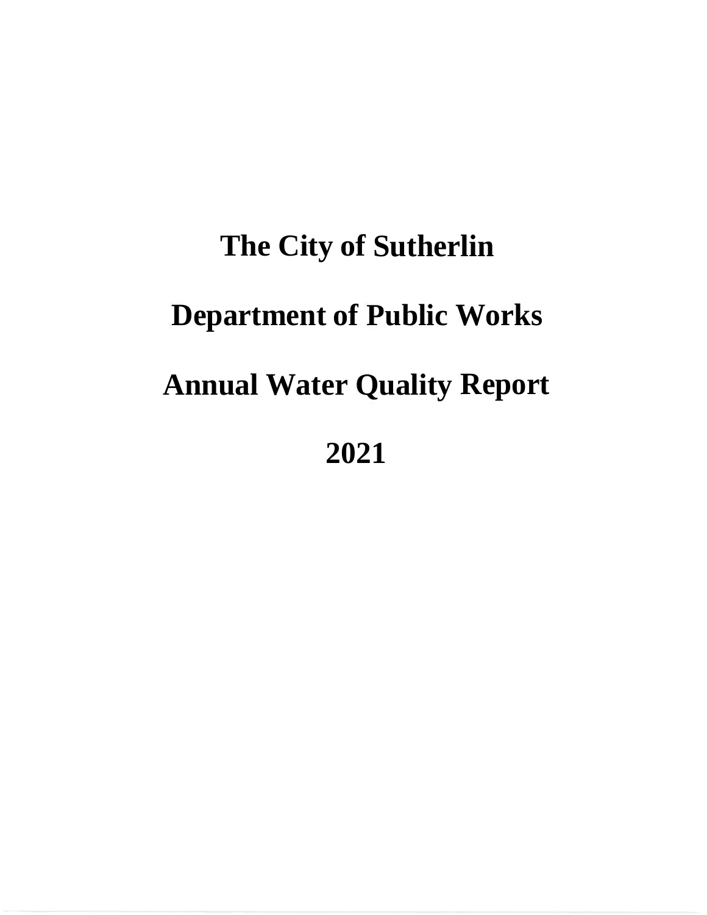# The City of Sutherlin

# Department of Public Works

# Annual Water Quality Report

# 2021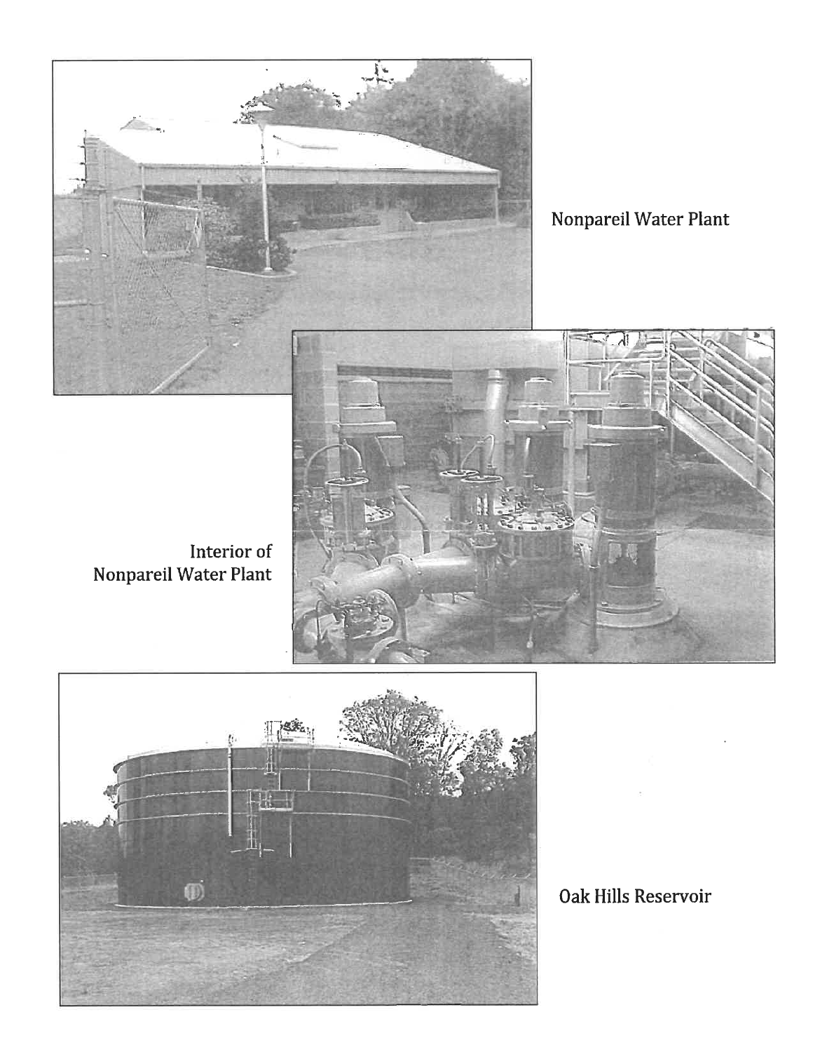Nonpareil Water Plant

Interior of Nonpareil Water Plant

Oak Hills Reservoir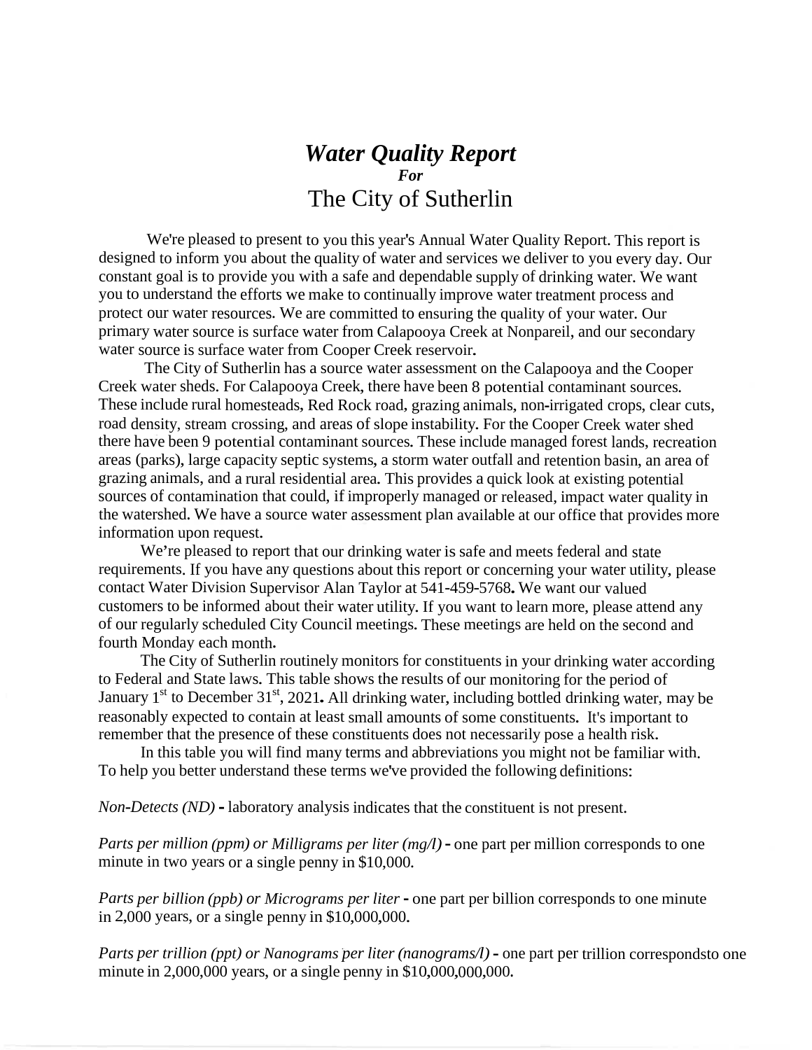# *Water Quality Report*

***For***

# The City of Sutherlin

We're pleased to present to you this year's Annual Water Quality Report. This report is designed to inform you about the quality of water and services we deliver to you every day. Our constant goal is to provide you with a safe and dependable supply of drinking water. We want you to understand the efforts we make to continually improve water treatment process and protect our water resources. We are committed to ensuring the quality of your water. Our primary water source is surface water from Calapooya Creek at Nonpareil, and our secondary water source is surface water from Cooper Creek reservoir.

The City of Sutherlin has a source water assessment on the Calapooya and the Cooper Creek water sheds. For Calapooya Creek, there have been 8 potential contaminant sources. These include rural homesteads, Red Rock road, grazing animals, non-irrigated crops, clear cuts, road density, stream crossing, and areas of slope instability. For the Cooper Creek water shed there have been 9 potential contaminant sources. These include managed forest lands, recreation areas (parks), large capacity septic systems, a storm water outfall and retention basin, an area of grazing animals, and a rural residential area. This provides a quick look at existing potential sources of contamination that could, if improperly managed or released, impact water quality in the watershed. We have a source water assessment plan available at our office that provides more information upon request.

We're pleased to report that our drinking water is safe and meets federal and state requirements. If you have any questions about this report or concerning your water utility, please contact Water Division Supervisor Alan Taylor at 541-459-5768**.** We want our valued customers to be informed about their water utility. If you want to learn more, please attend any of our regularly scheduled City Council meetings. These meetings are held on the second and fourth Monday each month**.**

The City of Sutherlin routinely monitors for constituents in your drinking water according to Federal and State laws. This table shows the results of our monitoring for the period of January 1st to December 31st, 2021**.** All drinking water, including bottled drinking water, may be reasonably expected to contain at least small amounts of some constituents**.** It's important to remember that the presence of these constituents does not necessarily pose a health risk**.**

In this table you will find many terms and abbreviations you might not be familiar with. To help you better understand these terms we've provided the following definitions:

*Non-Detects (ND)* **-** laboratory analysis indicates that the constituent is not present.

*Parts per million (ppm) or Milligrams per liter (mg/l)* **-** one part per million corresponds to one minute in two years or a single penny in $10,000.

*Parts per billion (ppb) or Micrograms per liter* **-** one part per billion corresponds to one minute in 2,000 years, or a single penny in $10,000,000.

*Parts per trillion (ppt) or Nanograms per liter (nanograms/l)* **-** one part per trillion correspondsto one minute in 2,000,000 years, or a single penny in $10,000,000,000.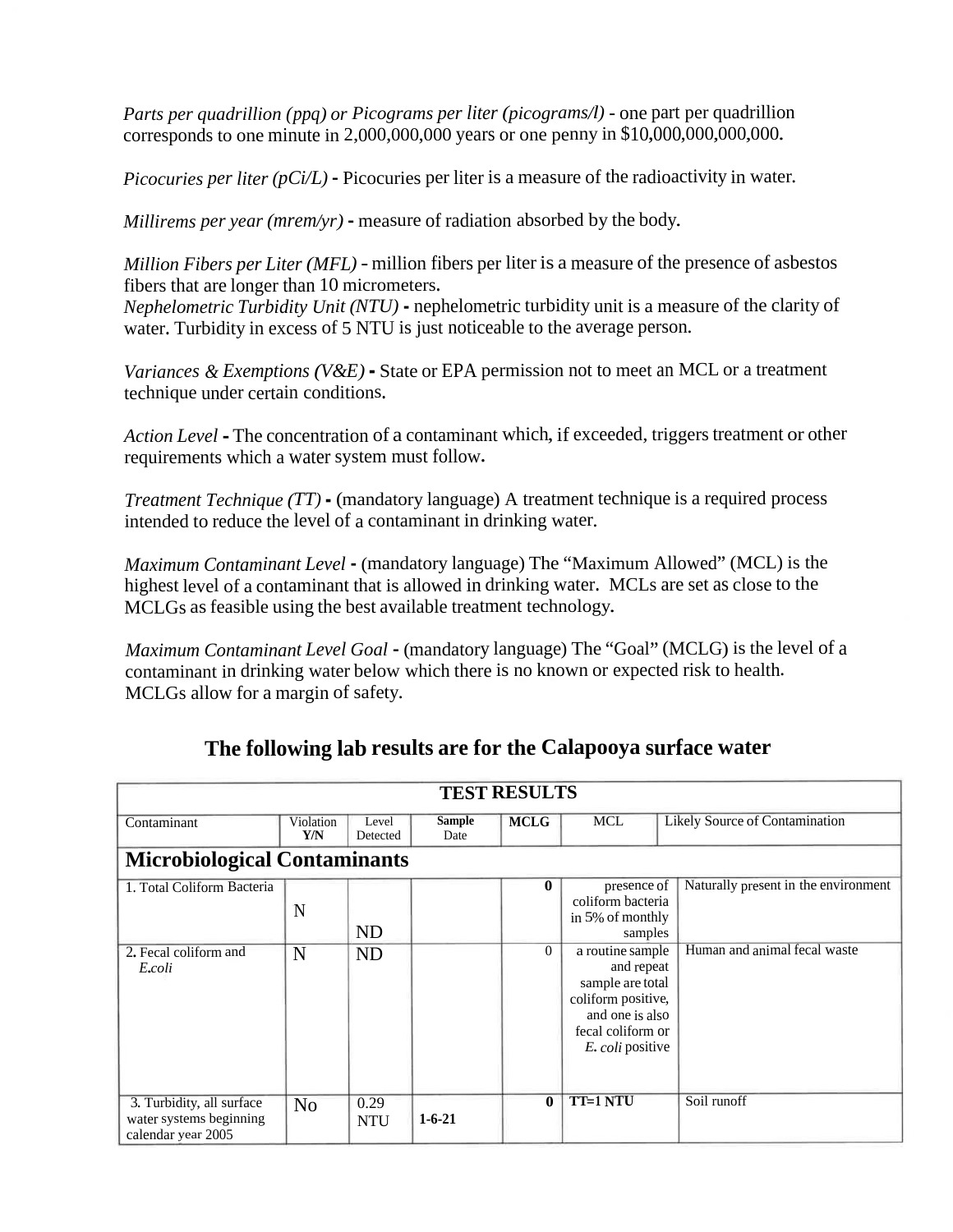*Parts per quadrillion (ppq) or Picograms per liter (picograms/l)* - one part per quadrillion corresponds to one minute in 2,000,000,000 years or one penny in $10,000,000,000,000.

*Picocuries per liter (pCi/L)* **-** Picocuries per liter is a measure of the radioactivity in water.

*Millirems per year (mrem/yr)* **-** measure of radiation absorbed by the body.

*Million Fibers per Liter (MFL)* - million fibers per liter is a measure of the presence of asbestos fibers that are longer than 10 micrometers.
*Nephelometric Turbidity Unit (NTU)* **-** nephelometric turbidity unit is a measure of the clarity of water. Turbidity in excess of 5 NTU is just noticeable to the average person.

*Variances & Exemptions (V&E)* **-** State or EPA permission not to meet an MCL or a treatment technique under certain conditions.

*Action Level* **-** The concentration of a contaminant which, if exceeded, triggers treatment or other requirements which a water system must follow.

*Treatment Technique (TT)* **-** (mandatory language) A treatment technique is a required process intended to reduce the level of a contaminant in drinking water.

*Maximum Contaminant Level* **-** (mandatory language) The "Maximum Allowed" (MCL) is the highest level of a contaminant that is allowed in drinking water. MCLs are set as close to the MCLGs as feasible using the best available treatment technology.

*Maximum Contaminant Level Goal* **-** (mandatory language) The "Goal" (MCLG) is the level of a contaminant in drinking water below which there is no known or expected risk to health. MCLGs allow for a margin of safety.

## The following lab results are for the Calapooya surface water

| TEST RESULTS | | | | | | |
|---|---|---|---|---|---|---|
| Contaminant | Violation **Y/N** | Level Detected | **Sample** Date | **MCLG** | MCL | Likely Source of Contamination |
| **Microbiological Contaminants** | | | | | | |
| 1. Total Coliform Bacteria | N | ND | | **0** | presence of coliform bacteria in 5% of monthly samples | Naturally present in the environment |
| **2.** Fecal coliform and *E.coli* | N | ND | | 0 | a routine sample and repeat sample are total coliform positive, and one is also fecal coliform or *E. coli* positive | Human and animal fecal waste |
| 3. Turbidity, all surface water systems beginning calendar year 2005 | No | 0.29 NTU | **1-6-21** | **0** | **TT=1 NTU** | Soil runoff |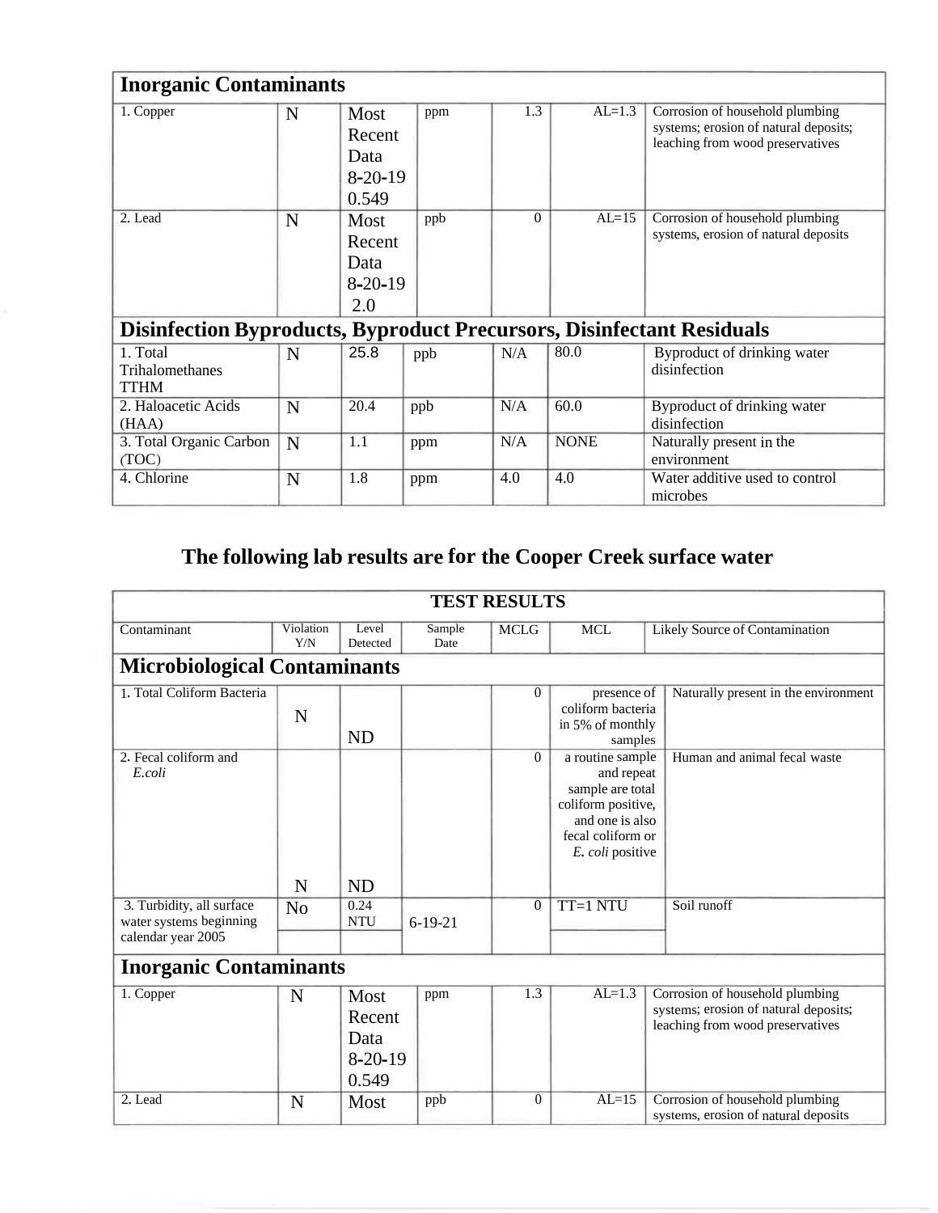| Contaminant | Violation Y/N | Level Detected | Units | MCLG | MCL | Likely Source of Contamination |
| --- | --- | --- | --- | --- | --- | --- |
| **Inorganic Contaminants** | | | | | | |
| 1. Copper | N | Most Recent Data 8-20-19 0.549 | ppm | 1.3 | AL=1.3 | Corrosion of household plumbing systems; erosion of natural deposits; leaching from wood preservatives |
| 2. Lead | N | Most Recent Data 8-20-19 2.0 | ppb | 0 | AL=15 | Corrosion of household plumbing systems, erosion of natural deposits |
| **Disinfection Byproducts, Byproduct Precursors, Disinfectant Residuals** | | | | | | |
| 1. Total Trihalomethanes TTHM | N | 25.8 | ppb | N/A | 80.0 | Byproduct of drinking water disinfection |
| 2. Haloacetic Acids (HAA) | N | 20.4 | ppb | N/A | 60.0 | Byproduct of drinking water disinfection |
| 3. Total Organic Carbon (TOC) | N | 1.1 | ppm | N/A | NONE | Naturally present in the environment |
| 4. Chlorine | N | 1.8 | ppm | 4.0 | 4.0 | Water additive used to control microbes |

## The following lab results are for the Cooper Creek surface water

| TEST RESULTS | | | | | | |
| --- | --- | --- | --- | --- | --- | --- |
| Contaminant | Violation Y/N | Level Detected | Sample Date | MCLG | MCL | Likely Source of Contamination |
| **Microbiological Contaminants** | | | | | | |
| 1. Total Coliform Bacteria | N | ND | | 0 | presence of coliform bacteria in 5% of monthly samples | Naturally present in the environment |
| 2. Fecal coliform and *E.coli* | N | ND | | 0 | a routine sample and repeat sample are total coliform positive, and one is also fecal coliform or *E. coli* positive | Human and animal fecal waste |
| 3. Turbidity, all surface water systems beginning calendar year 2005 | No | 0.24 NTU | 6-19-21 | 0 | TT=1 NTU | Soil runoff |
| **Inorganic Contaminants** | | | | | | |
| 1. Copper | N | Most Recent Data 8-20-19 0.549 | ppm | 1.3 | AL=1.3 | Corrosion of household plumbing systems; erosion of natural deposits; leaching from wood preservatives |
| 2. Lead | N | Most | ppb | 0 | AL=15 | Corrosion of household plumbing systems, erosion of natural deposits |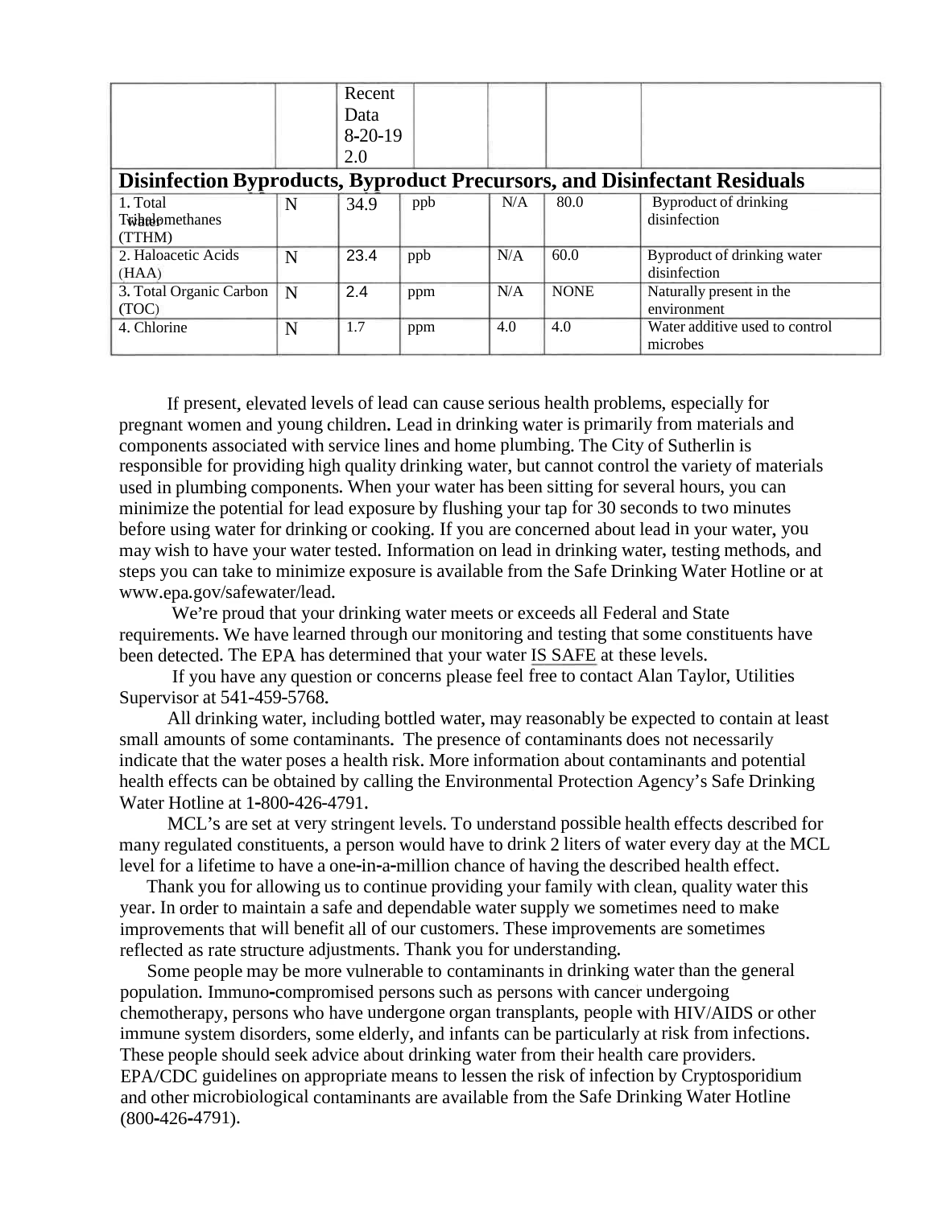| | | Recent Data 8-20-19 2.0 | | | | |
|---|---|---|---|---|---|---|
| **Disinfection Byproducts, Byproduct Precursors, and Disinfectant Residuals** | | | | | | |
| 1. Total Trihalomethanes (TTHM) | N | 34.9 | ppb | N/A | 80.0 | Byproduct of drinking water disinfection |
| 2. Haloacetic Acids (HAA) | N | 23.4 | ppb | N/A | 60.0 | Byproduct of drinking water disinfection |
| 3. Total Organic Carbon (TOC) | N | 2.4 | ppm | N/A | NONE | Naturally present in the environment |
| 4. Chlorine | N | 1.7 | ppm | 4.0 | 4.0 | Water additive used to control microbes |

If present, elevated levels of lead can cause serious health problems, especially for pregnant women and young children. Lead in drinking water is primarily from materials and components associated with service lines and home plumbing. The City of Sutherlin is responsible for providing high quality drinking water, but cannot control the variety of materials used in plumbing components. When your water has been sitting for several hours, you can minimize the potential for lead exposure by flushing your tap for 30 seconds to two minutes before using water for drinking or cooking. If you are concerned about lead in your water, you may wish to have your water tested. Information on lead in drinking water, testing methods, and steps you can take to minimize exposure is available from the Safe Drinking Water Hotline or at www.epa.gov/safewater/lead.

We're proud that your drinking water meets or exceeds all Federal and State requirements. We have learned through our monitoring and testing that some constituents have been detected. The EPA has determined that your water IS SAFE at these levels.

If you have any question or concerns please feel free to contact Alan Taylor, Utilities Supervisor at 541-459-5768.

All drinking water, including bottled water, may reasonably be expected to contain at least small amounts of some contaminants. The presence of contaminants does not necessarily indicate that the water poses a health risk. More information about contaminants and potential health effects can be obtained by calling the Environmental Protection Agency's Safe Drinking Water Hotline at 1-800-426-4791.

MCL's are set at very stringent levels. To understand possible health effects described for many regulated constituents, a person would have to drink 2 liters of water every day at the MCL level for a lifetime to have a one-in-a-million chance of having the described health effect.

Thank you for allowing us to continue providing your family with clean, quality water this year. In order to maintain a safe and dependable water supply we sometimes need to make improvements that will benefit all of our customers. These improvements are sometimes reflected as rate structure adjustments. Thank you for understanding.

Some people may be more vulnerable to contaminants in drinking water than the general population. Immuno-compromised persons such as persons with cancer undergoing chemotherapy, persons who have undergone organ transplants, people with HIV/AIDS or other immune system disorders, some elderly, and infants can be particularly at risk from infections. These people should seek advice about drinking water from their health care providers. EPA/CDC guidelines on appropriate means to lessen the risk of infection by Cryptosporidium and other microbiological contaminants are available from the Safe Drinking Water Hotline (800-426-4791).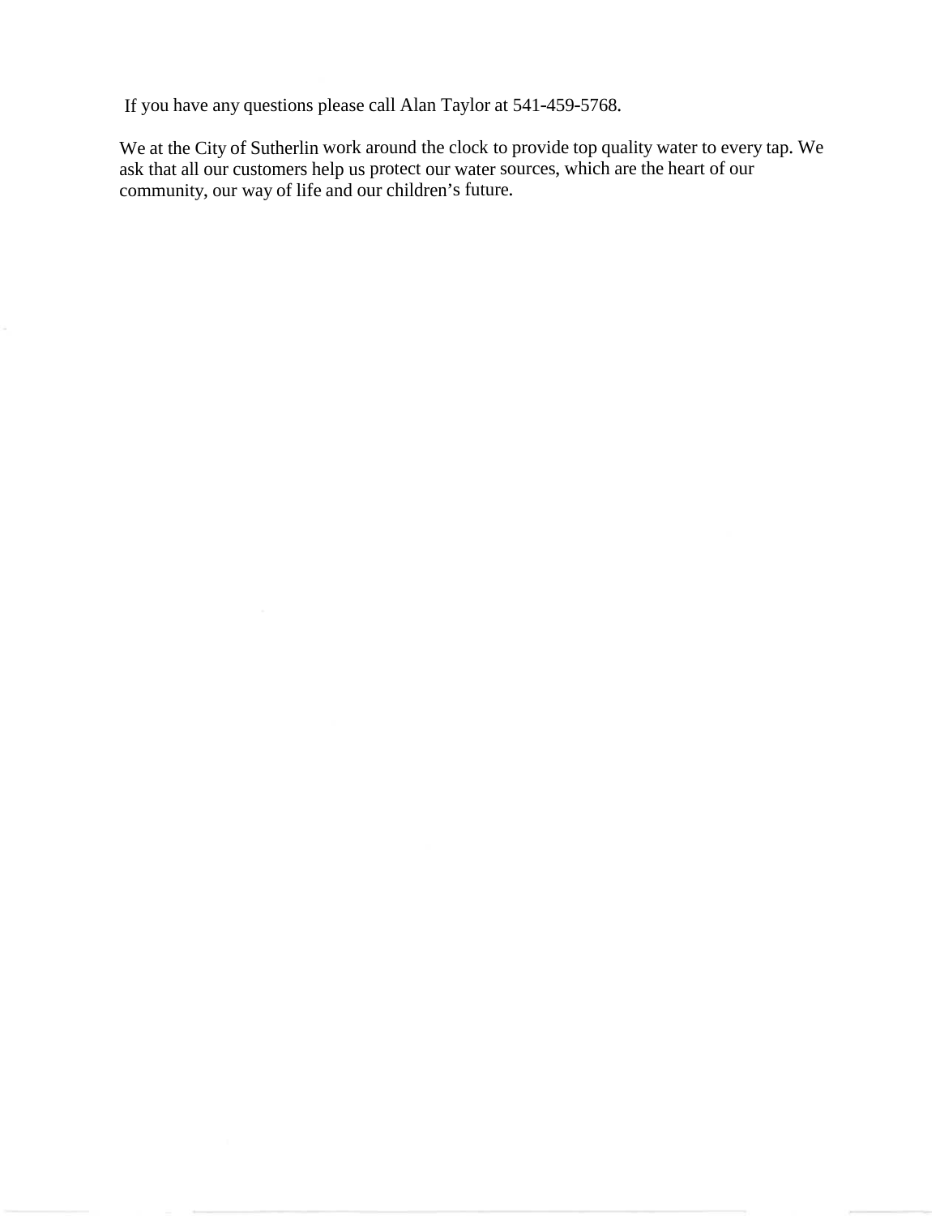If you have any questions please call Alan Taylor at 541-459-5768.

We at the City of Sutherlin work around the clock to provide top quality water to every tap. We ask that all our customers help us protect our water sources, which are the heart of our community, our way of life and our children's future.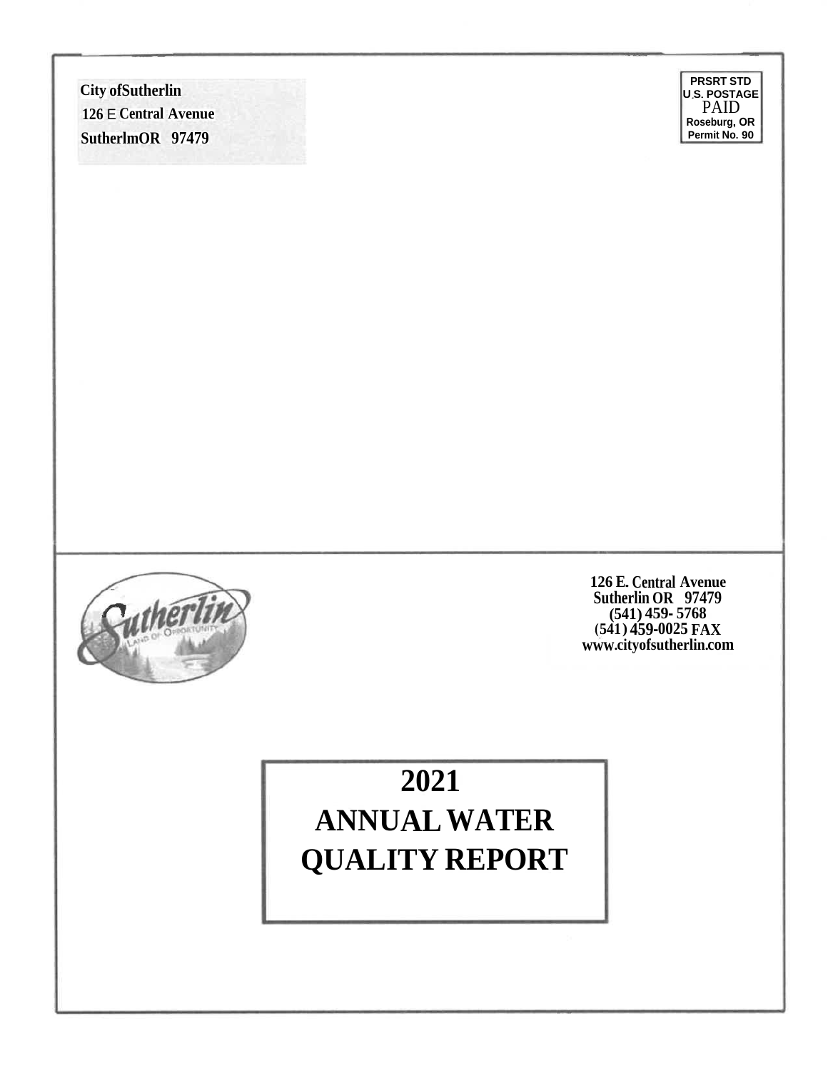City ofSutherlin
126 E Central Avenue
SutherlmOR 97479

PRSRT STD
U.S. POSTAGE
PAID
Roseburg, OR
Permit No. 90

126 E. Central Avenue
Sutherlin OR 97479
(541) 459- 5768
(541) 459-0025 FAX
www.cityofsutherlin.com

# 2021
# ANNUAL WATER QUALITY REPORT